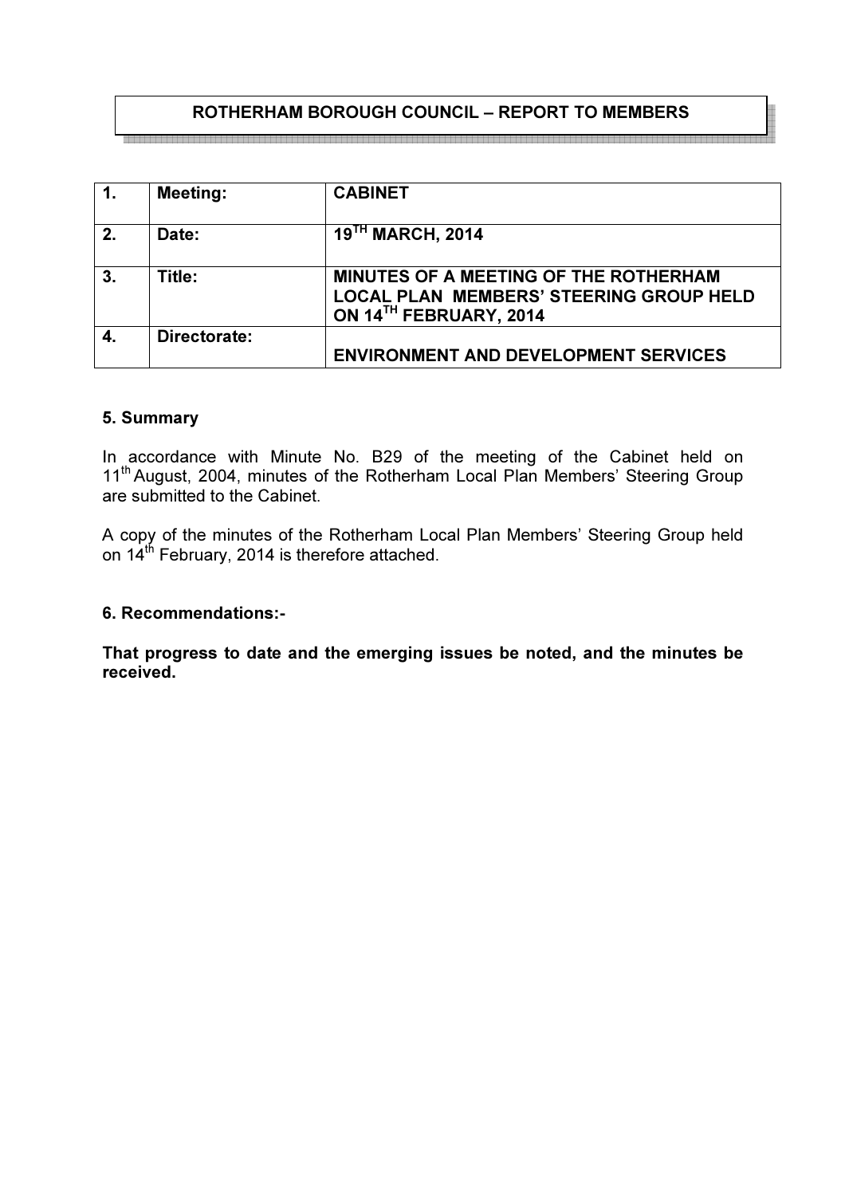# ROTHERHAM BOROUGH COUNCIL – REPORT TO MEMBERS

| 1. | Meeting: | CABINET |
|---|---|---|
| 2. | Date: | 19TH MARCH, 2014 |
| 3. | Title: | MINUTES OF A MEETING OF THE ROTHERHAM LOCAL PLAN MEMBERS' STEERING GROUP HELD ON 14TH FEBRUARY, 2014 |
| 4. | Directorate: | ENVIRONMENT AND DEVELOPMENT SERVICES |

### 5. Summary

In accordance with Minute No. B29 of the meeting of the Cabinet held on 11th August, 2004, minutes of the Rotherham Local Plan Members' Steering Group are submitted to the Cabinet.

A copy of the minutes of the Rotherham Local Plan Members' Steering Group held on 14th February, 2014 is therefore attached.

### 6. Recommendations:-

**That progress to date and the emerging issues be noted, and the minutes be received.**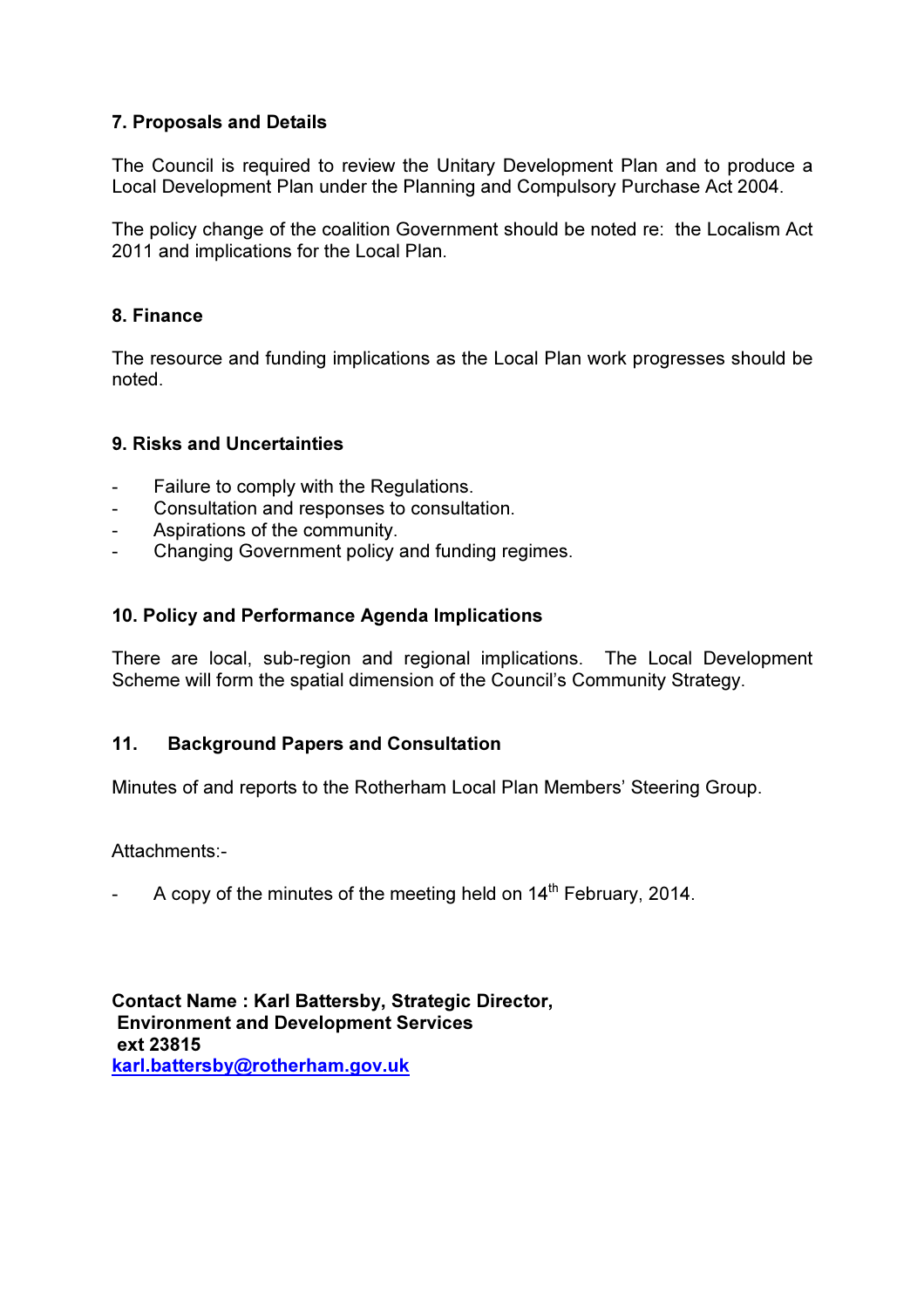## 7. Proposals and Details

The Council is required to review the Unitary Development Plan and to produce a Local Development Plan under the Planning and Compulsory Purchase Act 2004.

The policy change of the coalition Government should be noted re: the Localism Act 2011 and implications for the Local Plan.

## 8. Finance

The resource and funding implications as the Local Plan work progresses should be noted.

## 9. Risks and Uncertainties

- Failure to comply with the Regulations.
- Consultation and responses to consultation.
- Aspirations of the community.
- Changing Government policy and funding regimes.

## 10. Policy and Performance Agenda Implications

There are local, sub-region and regional implications. The Local Development Scheme will form the spatial dimension of the Council's Community Strategy.

## 11. Background Papers and Consultation

Minutes of and reports to the Rotherham Local Plan Members' Steering Group.

Attachments:-

- A copy of the minutes of the meeting held on 14th February, 2014.

**Contact Name : Karl Battersby, Strategic Director,**
**Environment and Development Services**
**ext 23815**
**karl.battersby@rotherham.gov.uk**